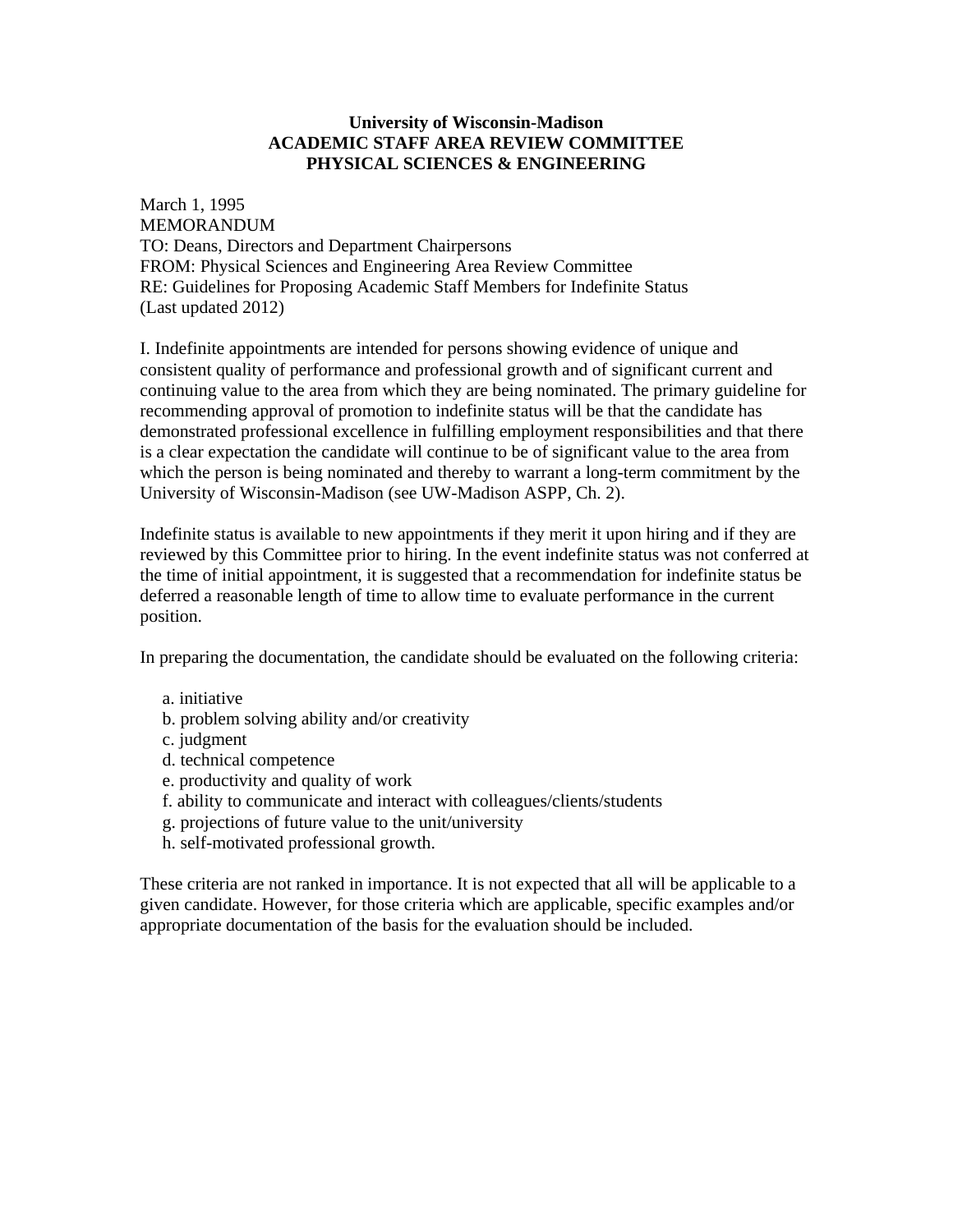**University of Wisconsin-Madison**
**ACADEMIC STAFF AREA REVIEW COMMITTEE**
**PHYSICAL SCIENCES & ENGINEERING**

March 1, 1995
MEMORANDUM
TO: Deans, Directors and Department Chairpersons
FROM: Physical Sciences and Engineering Area Review Committee
RE: Guidelines for Proposing Academic Staff Members for Indefinite Status
(Last updated 2012)

I. Indefinite appointments are intended for persons showing evidence of unique and consistent quality of performance and professional growth and of significant current and continuing value to the area from which they are being nominated. The primary guideline for recommending approval of promotion to indefinite status will be that the candidate has demonstrated professional excellence in fulfilling employment responsibilities and that there is a clear expectation the candidate will continue to be of significant value to the area from which the person is being nominated and thereby to warrant a long-term commitment by the University of Wisconsin-Madison (see UW-Madison ASPP, Ch. 2).

Indefinite status is available to new appointments if they merit it upon hiring and if they are reviewed by this Committee prior to hiring. In the event indefinite status was not conferred at the time of initial appointment, it is suggested that a recommendation for indefinite status be deferred a reasonable length of time to allow time to evaluate performance in the current position.

In preparing the documentation, the candidate should be evaluated on the following criteria:

a. initiative
b. problem solving ability and/or creativity
c. judgment
d. technical competence
e. productivity and quality of work
f. ability to communicate and interact with colleagues/clients/students
g. projections of future value to the unit/university
h. self-motivated professional growth.

These criteria are not ranked in importance. It is not expected that all will be applicable to a given candidate. However, for those criteria which are applicable, specific examples and/or appropriate documentation of the basis for the evaluation should be included.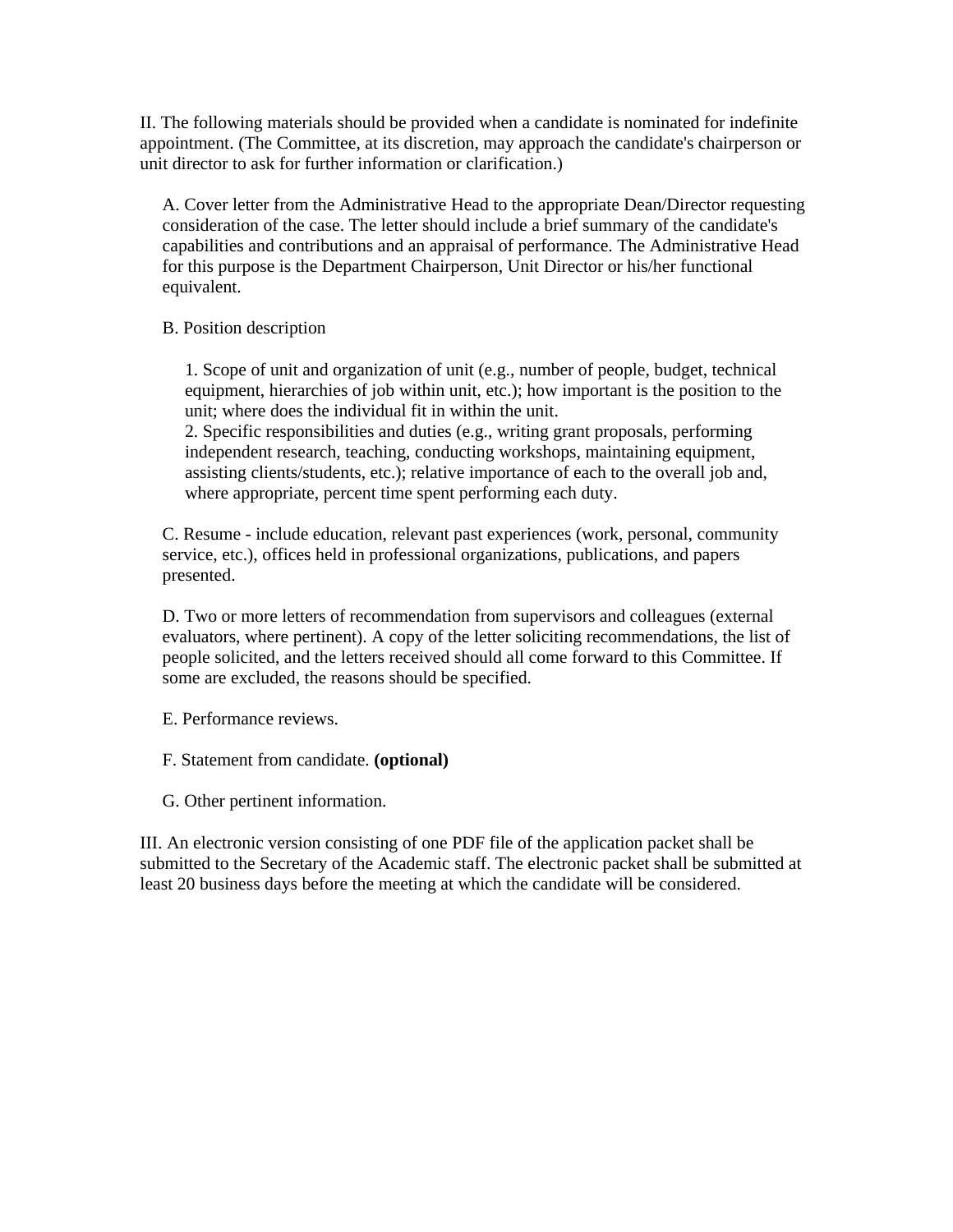II. The following materials should be provided when a candidate is nominated for indefinite appointment. (The Committee, at its discretion, may approach the candidate's chairperson or unit director to ask for further information or clarification.)

A. Cover letter from the Administrative Head to the appropriate Dean/Director requesting consideration of the case. The letter should include a brief summary of the candidate's capabilities and contributions and an appraisal of performance. The Administrative Head for this purpose is the Department Chairperson, Unit Director or his/her functional equivalent.

B. Position description

1. Scope of unit and organization of unit (e.g., number of people, budget, technical equipment, hierarchies of job within unit, etc.); how important is the position to the unit; where does the individual fit in within the unit.
2. Specific responsibilities and duties (e.g., writing grant proposals, performing independent research, teaching, conducting workshops, maintaining equipment, assisting clients/students, etc.); relative importance of each to the overall job and, where appropriate, percent time spent performing each duty.

C. Resume - include education, relevant past experiences (work, personal, community service, etc.), offices held in professional organizations, publications, and papers presented.

D. Two or more letters of recommendation from supervisors and colleagues (external evaluators, where pertinent). A copy of the letter soliciting recommendations, the list of people solicited, and the letters received should all come forward to this Committee. If some are excluded, the reasons should be specified.

E. Performance reviews.

F. Statement from candidate. **(optional)**

G. Other pertinent information.

III. An electronic version consisting of one PDF file of the application packet shall be submitted to the Secretary of the Academic staff. The electronic packet shall be submitted at least 20 business days before the meeting at which the candidate will be considered.